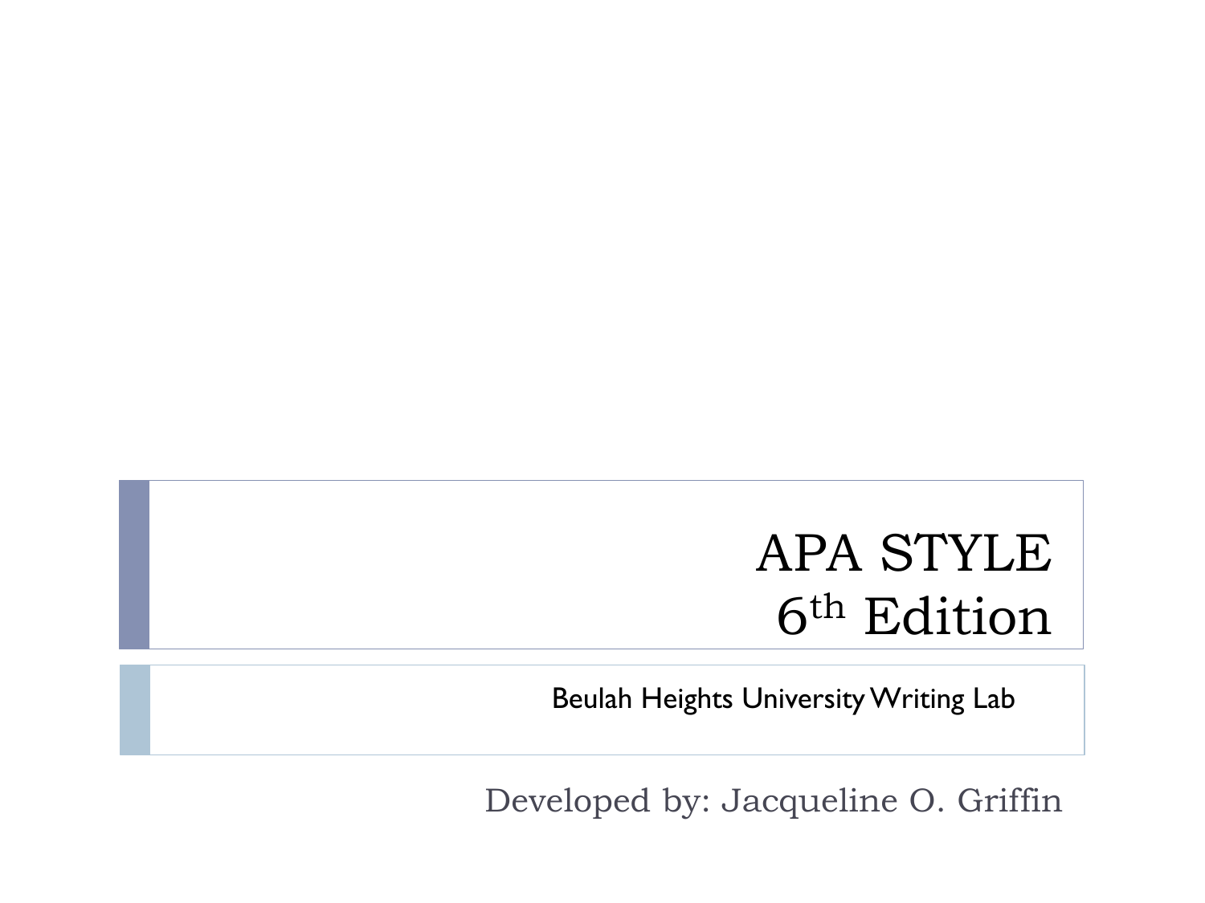# APA STYLE
# 6th Edition

Beulah Heights University Writing Lab

Developed by: Jacqueline O. Griffin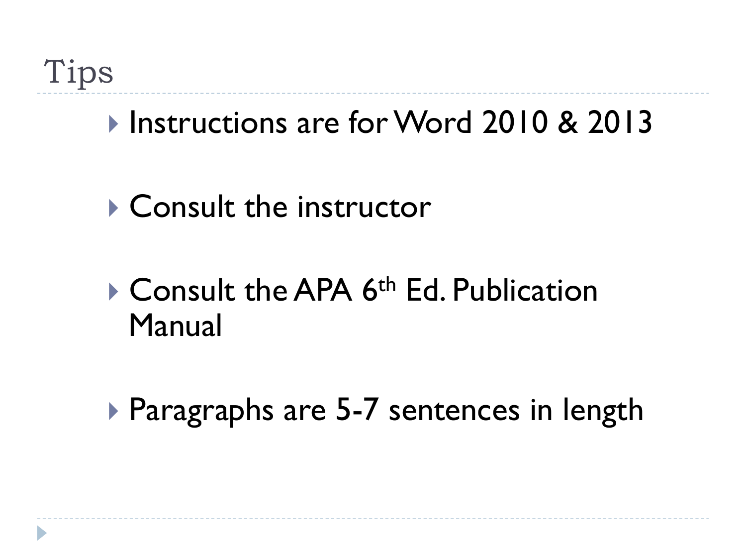# Tips

- Instructions are for Word 2010 & 2013
- Consult the instructor
- Consult the APA 6th Ed. Publication Manual
- Paragraphs are 5-7 sentences in length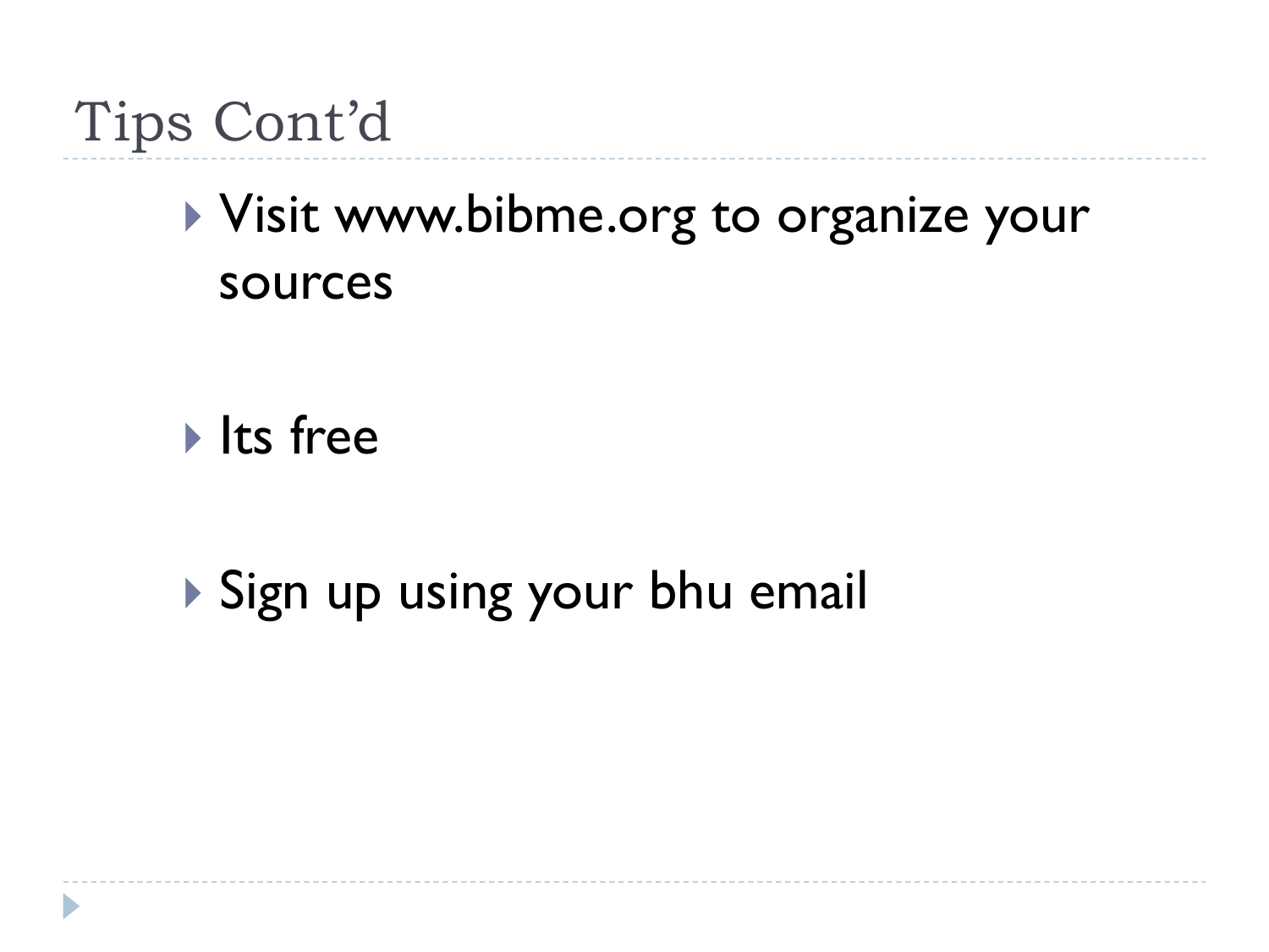# Tips Cont'd

- Visit www.bibme.org to organize your sources
- Its free
- Sign up using your bhu email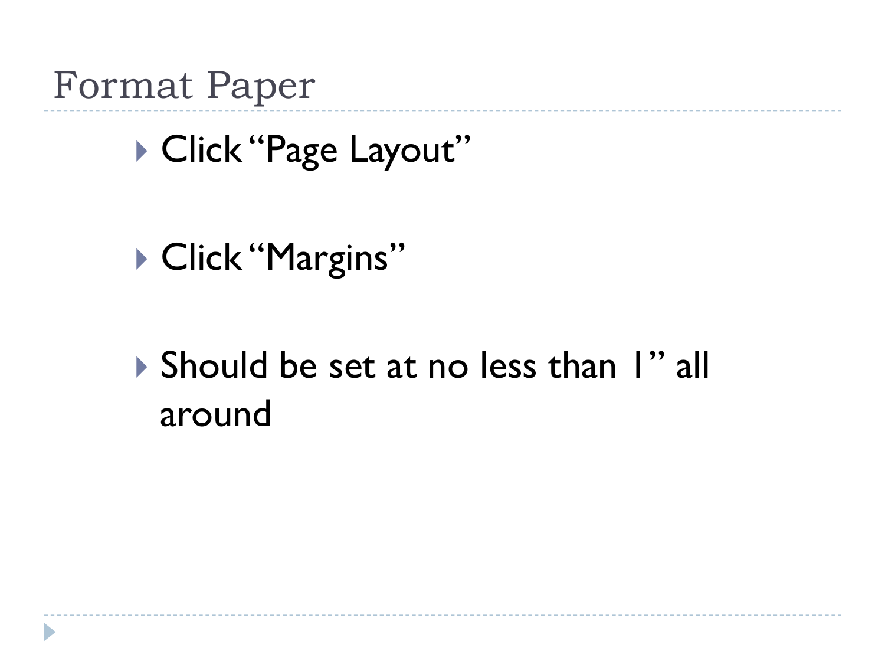# Format Paper

- Click "Page Layout"
- Click "Margins"
- Should be set at no less than 1" all around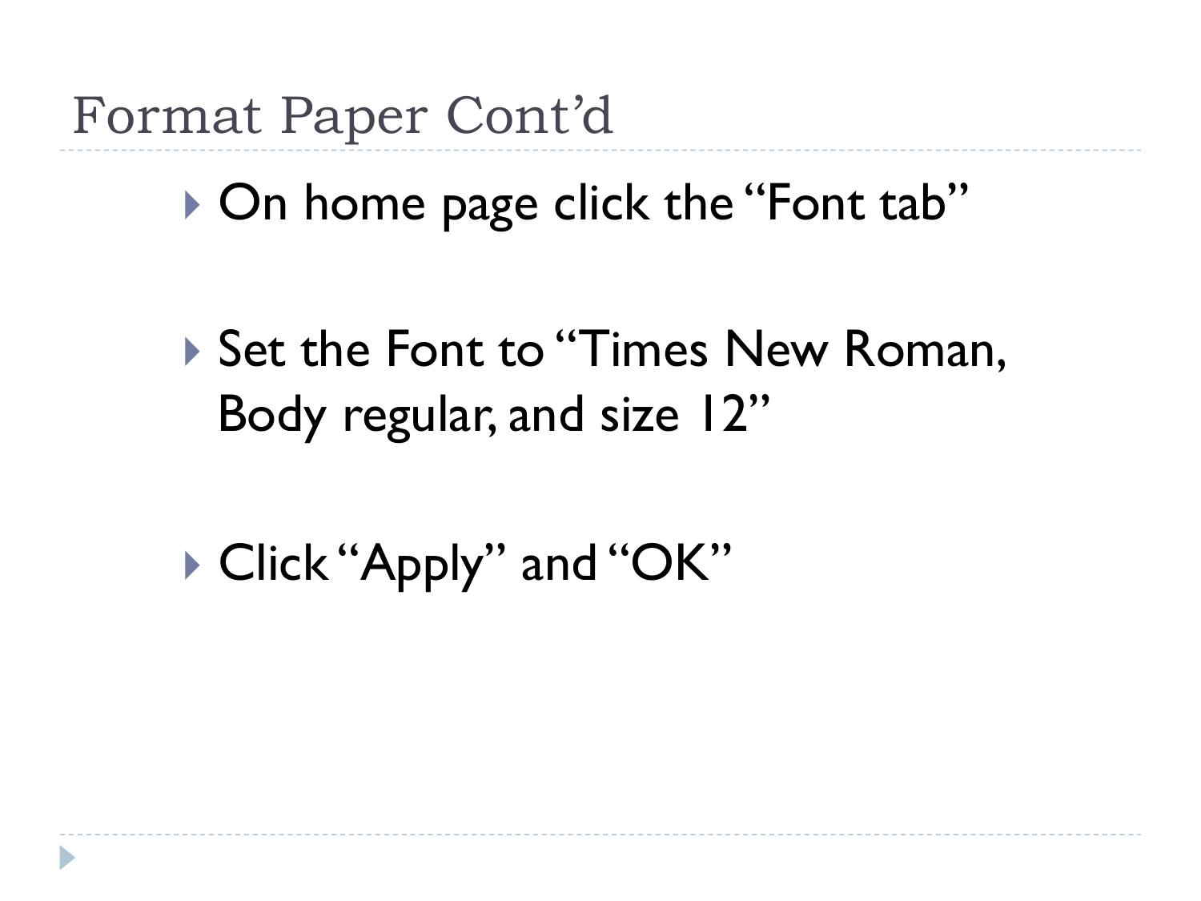# Format Paper Cont'd

- On home page click the "Font tab"
- Set the Font to "Times New Roman, Body regular, and size 12"
- Click "Apply" and "OK"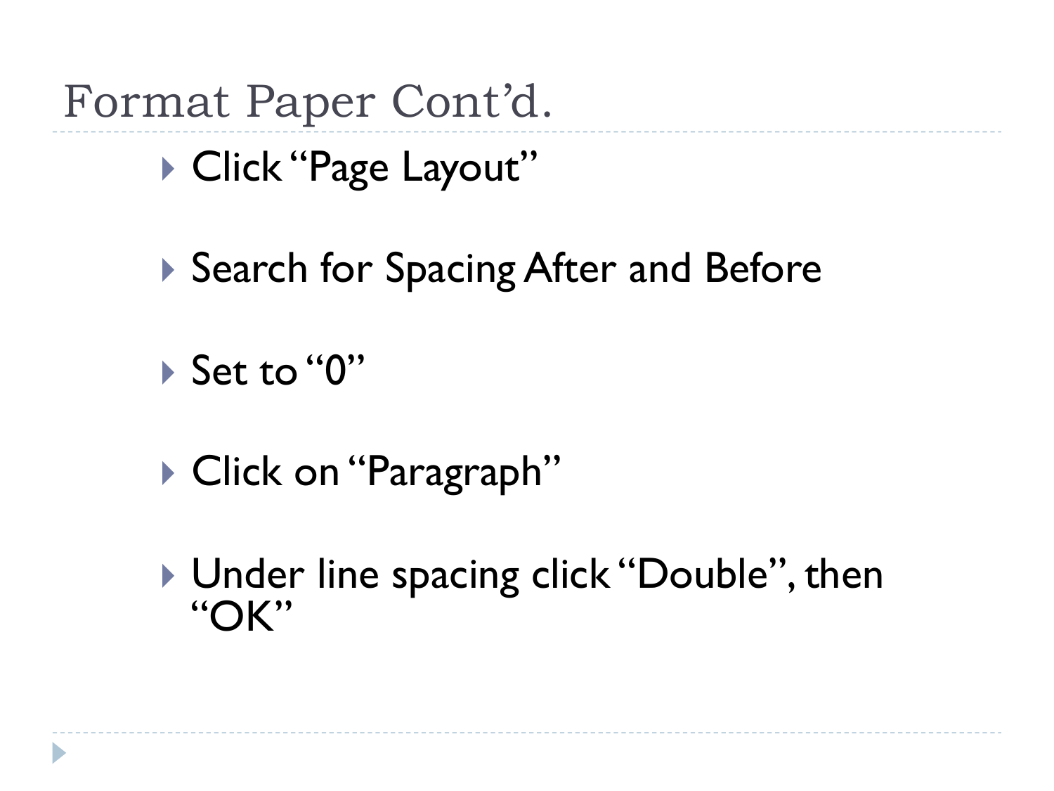# Format Paper Cont'd.

- Click "Page Layout"
- Search for Spacing After and Before
- Set to "0"
- Click on "Paragraph"
- Under line spacing click "Double", then "OK"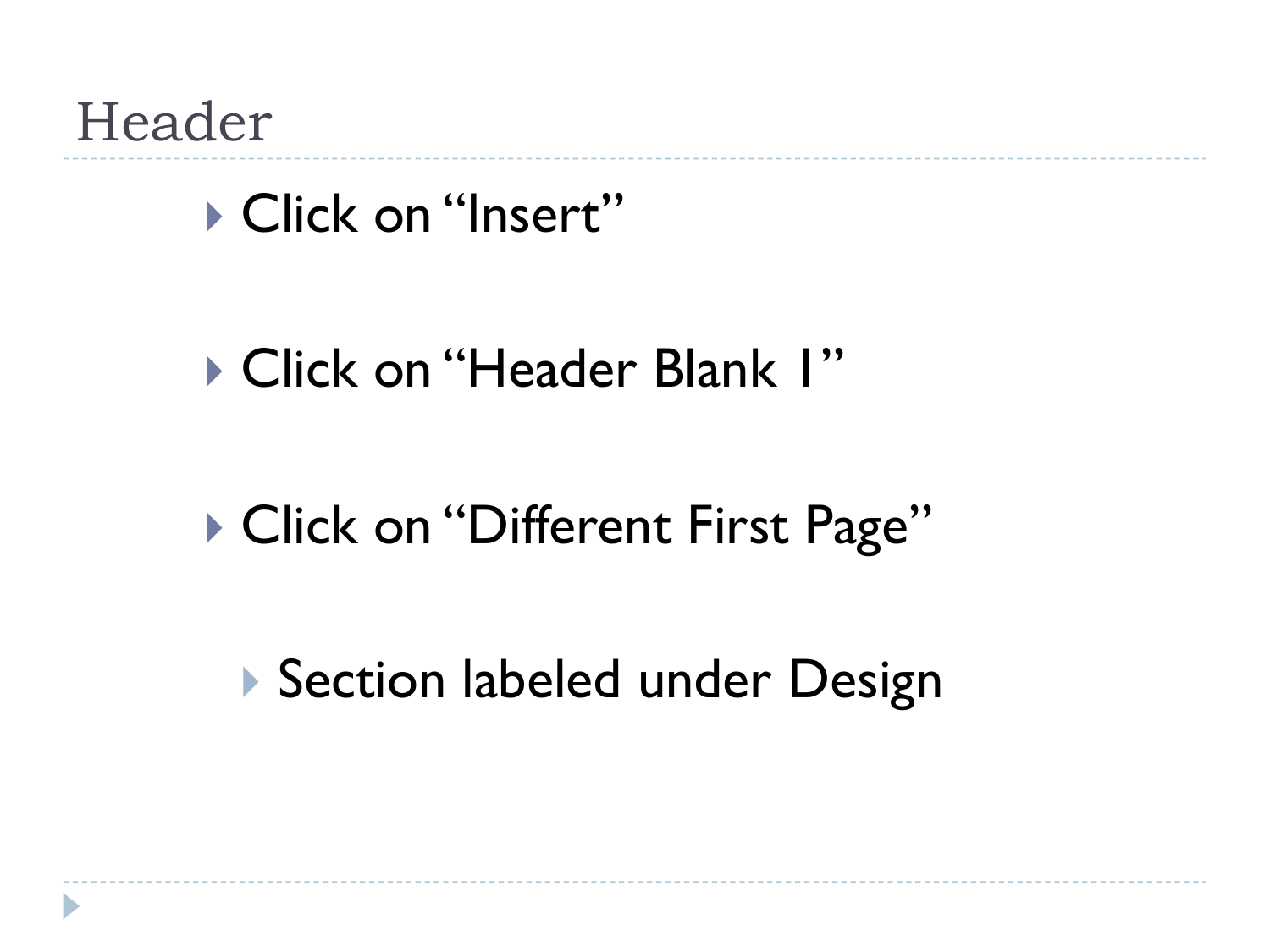# Header

- Click on “Insert”
- Click on “Header Blank 1”
- Click on “Different First Page”
  - Section labeled under Design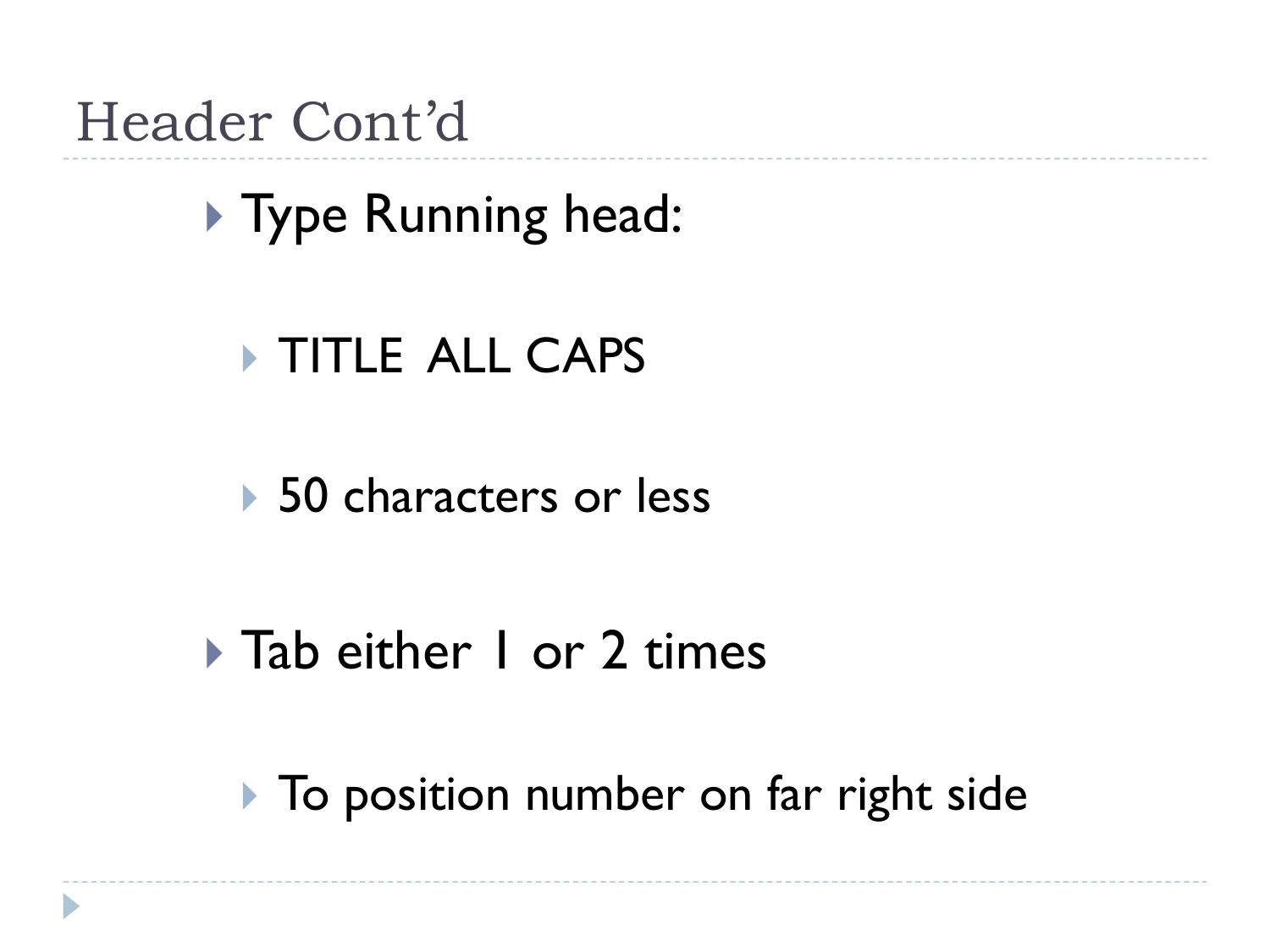# Header Cont'd

- Type Running head:
  - TITLE ALL CAPS
  - 50 characters or less
- Tab either 1 or 2 times
  - To position number on far right side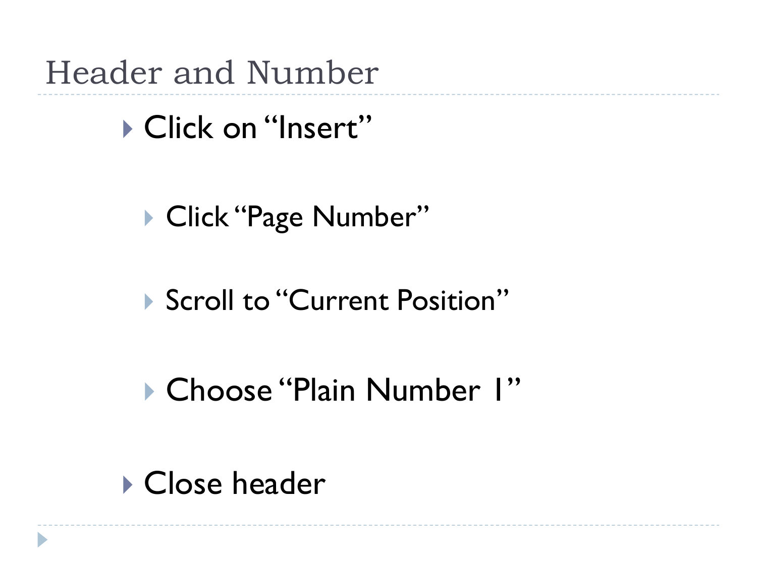# Header and Number

- Click on “Insert”
  - Click “Page Number”
  - Scroll to “Current Position”
  - Choose “Plain Number 1”
- Close header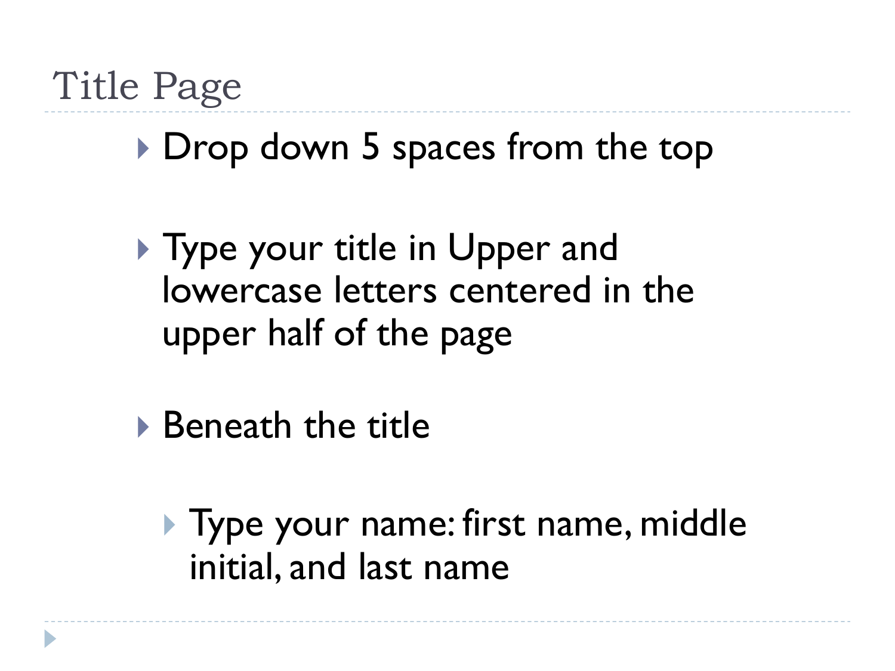# Title Page

- Drop down 5 spaces from the top
- Type your title in Upper and lowercase letters centered in the upper half of the page
- Beneath the title
  - Type your name: first name, middle initial, and last name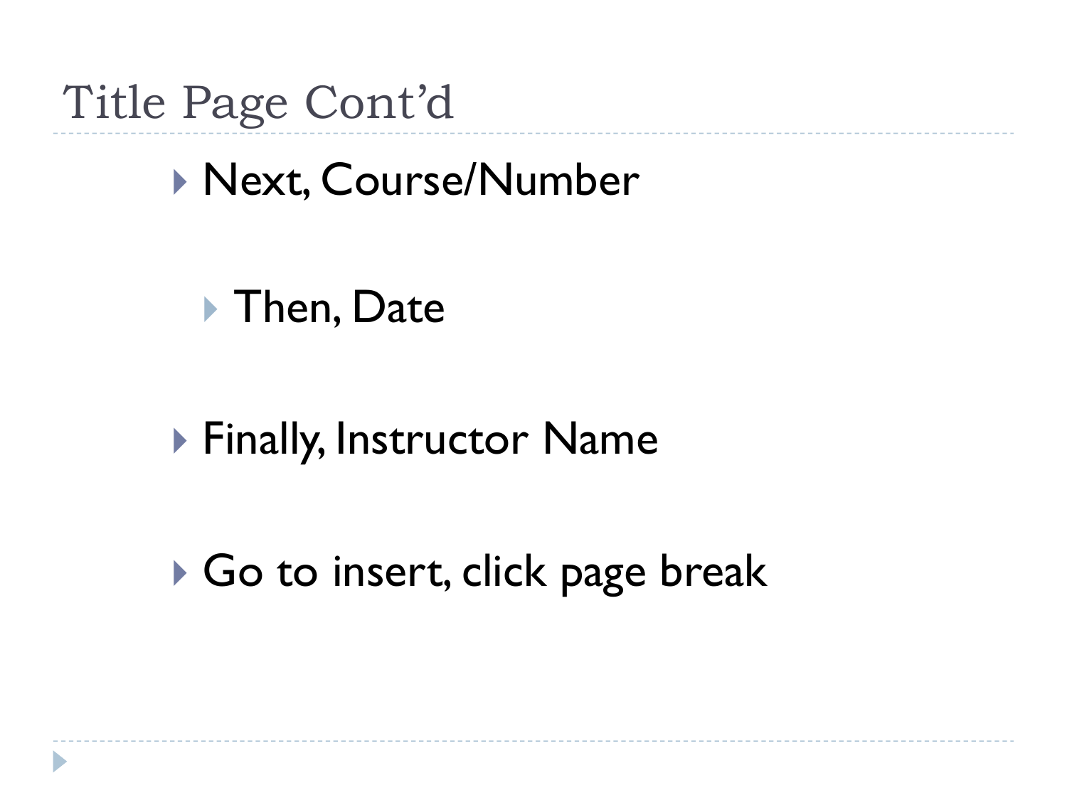# Title Page Cont'd

- Next, Course/Number
  - Then, Date
- Finally, Instructor Name
- Go to insert, click page break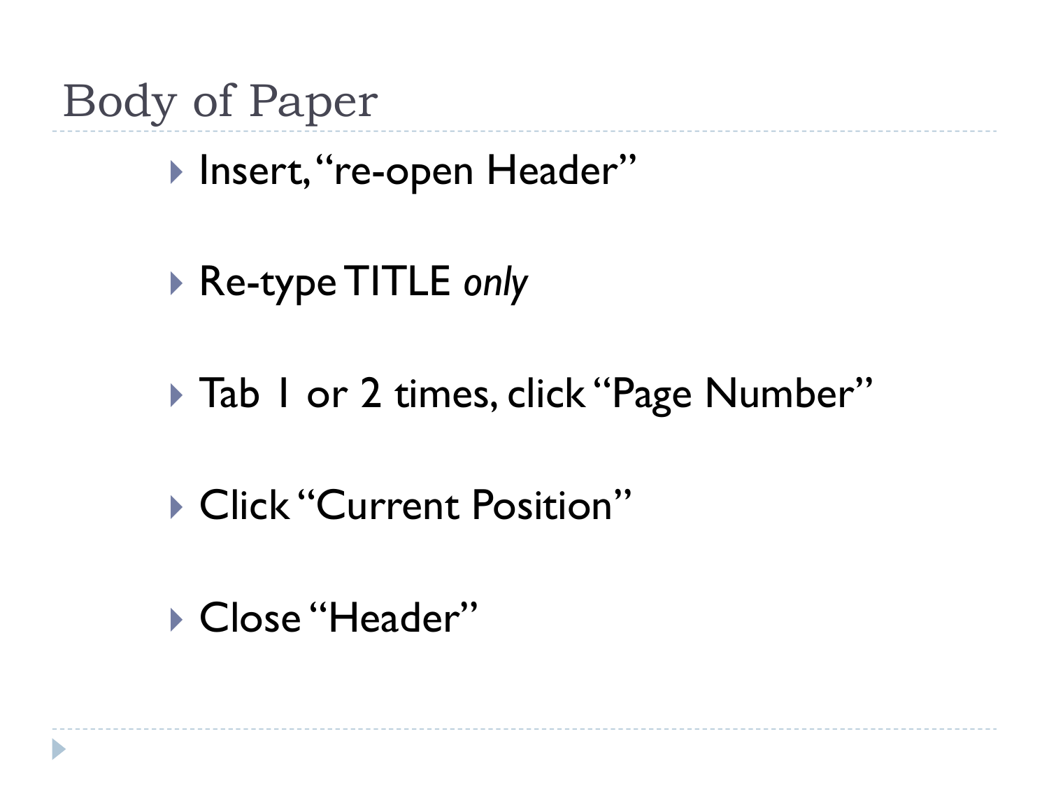# Body of Paper

- Insert, “re-open Header”
- Re-type TITLE *only*
- Tab 1 or 2 times, click “Page Number”
- Click “Current Position”
- Close “Header”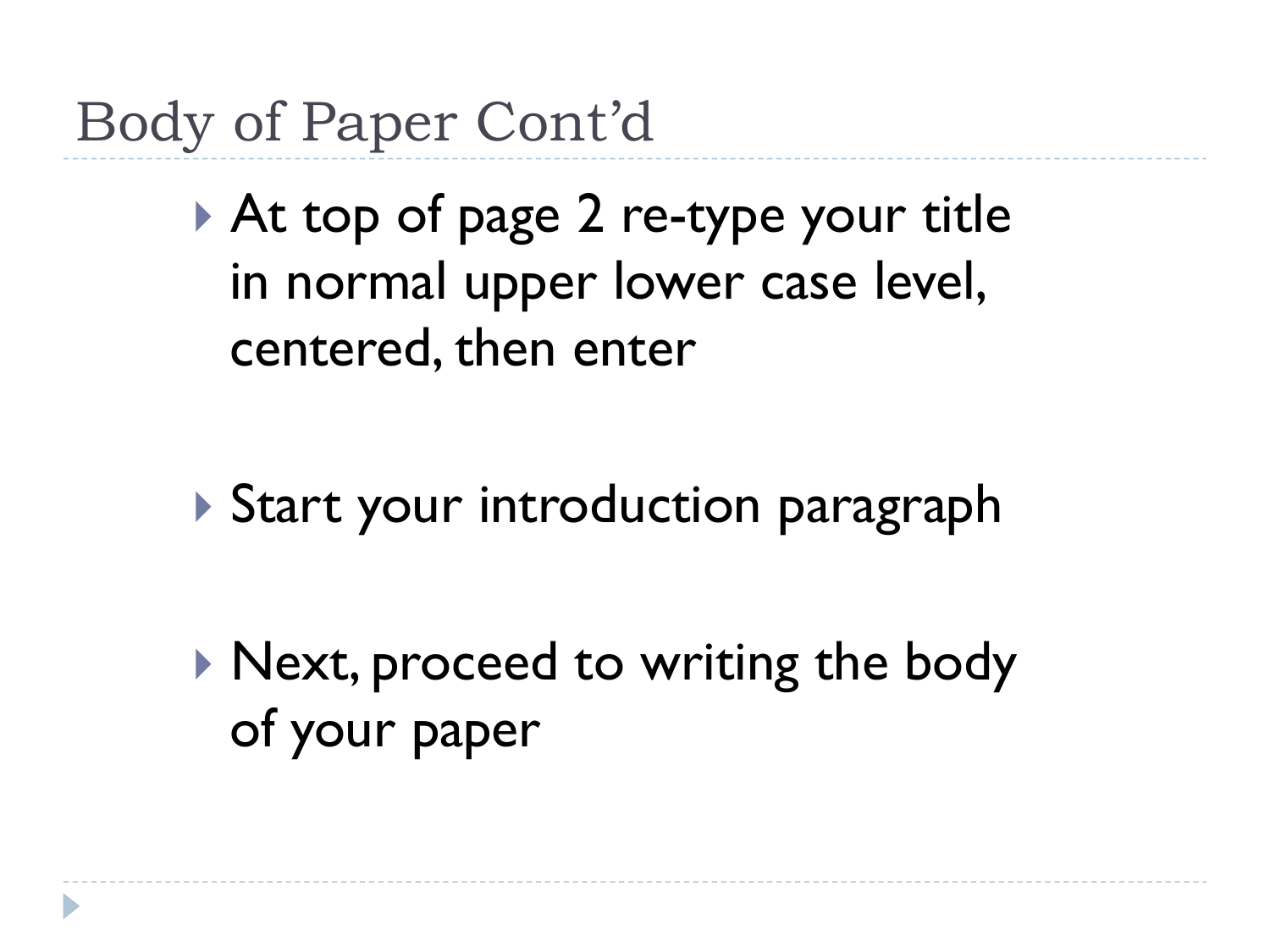# Body of Paper Cont'd

- At top of page 2 re-type your title in normal upper lower case level, centered, then enter
- Start your introduction paragraph
- Next, proceed to writing the body of your paper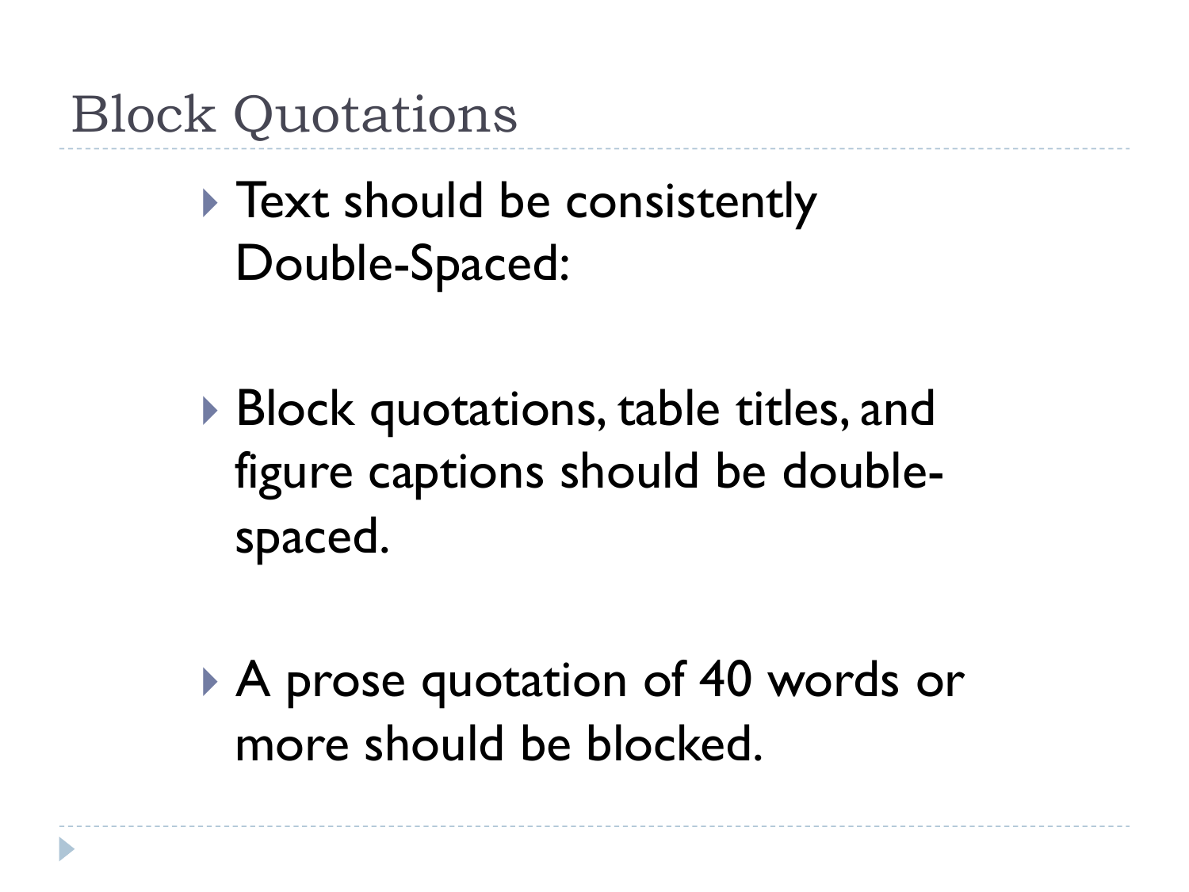# Block Quotations

- Text should be consistently Double-Spaced:
- Block quotations, table titles, and figure captions should be double-spaced.
- A prose quotation of 40 words or more should be blocked.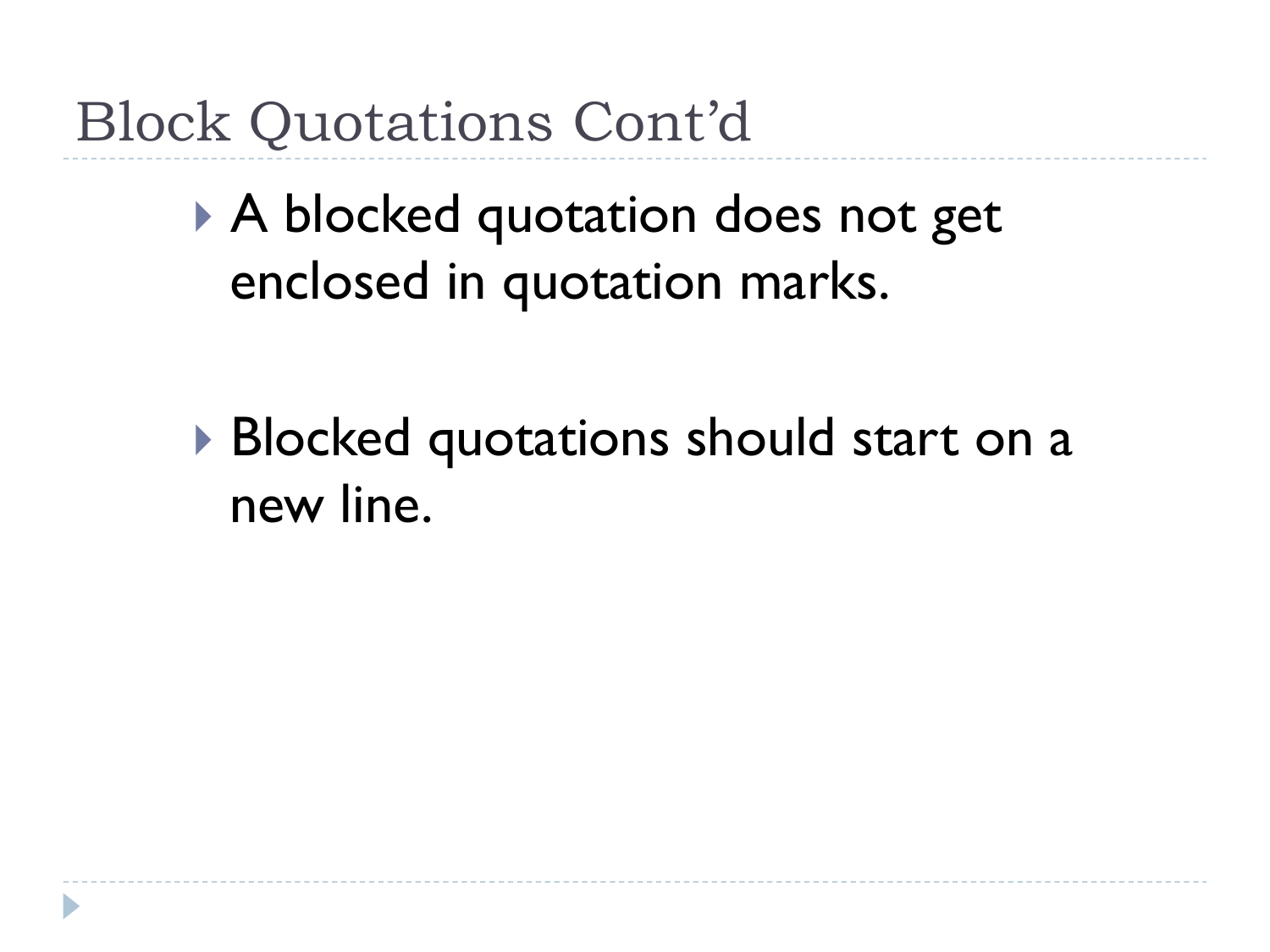# Block Quotations Cont'd

- A blocked quotation does not get enclosed in quotation marks.

- Blocked quotations should start on a new line.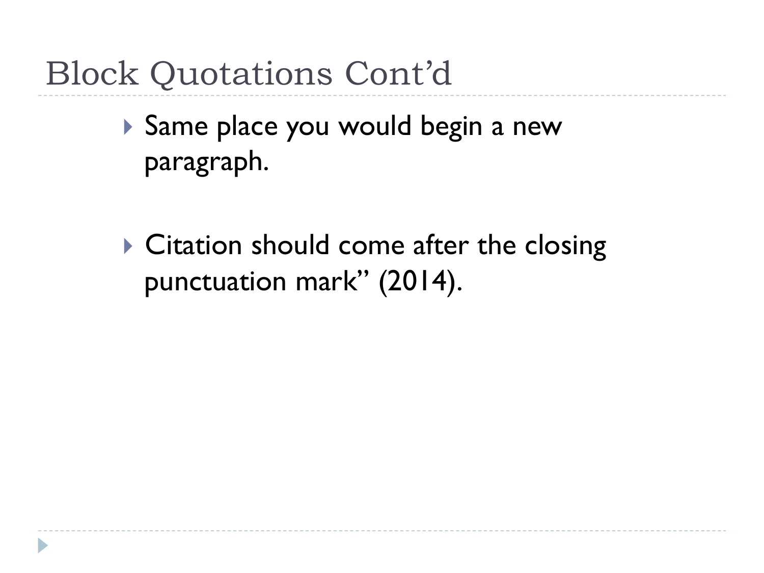# Block Quotations Cont'd

- Same place you would begin a new paragraph.

- Citation should come after the closing punctuation mark" (2014).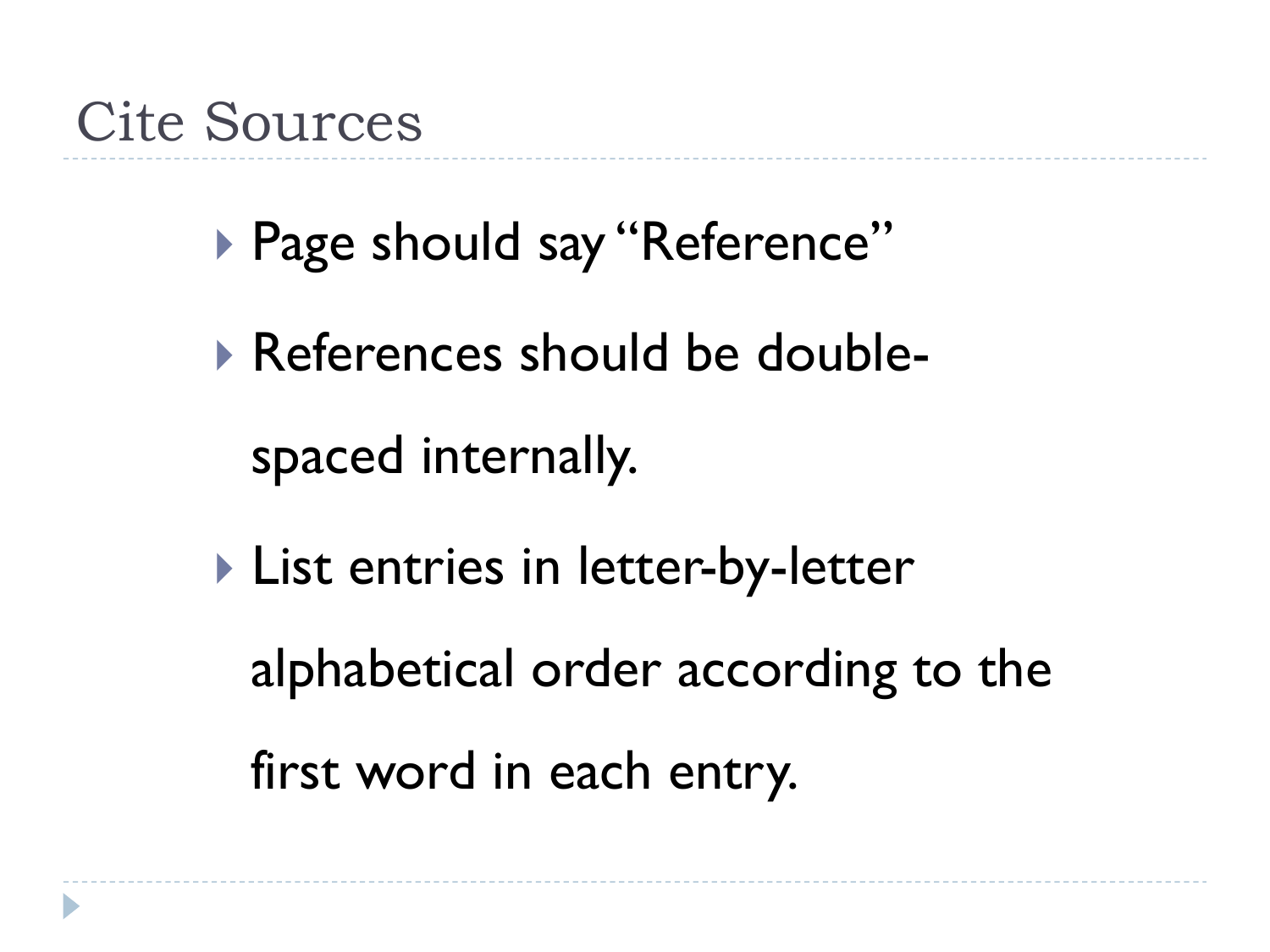# Cite Sources

- Page should say "Reference"
- References should be double-spaced internally.
- List entries in letter-by-letter alphabetical order according to the first word in each entry.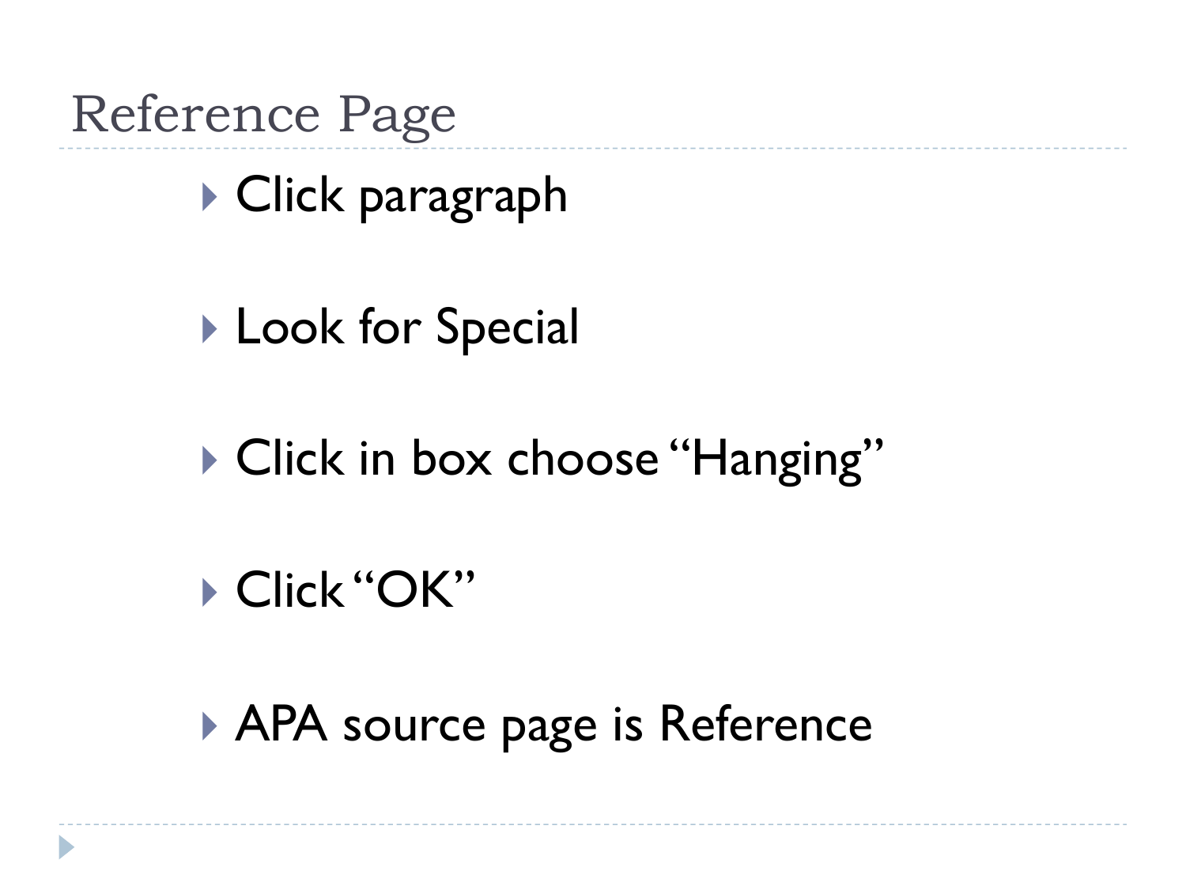# Reference Page

- Click paragraph
- Look for Special
- Click in box choose "Hanging"
- Click "OK"
- APA source page is Reference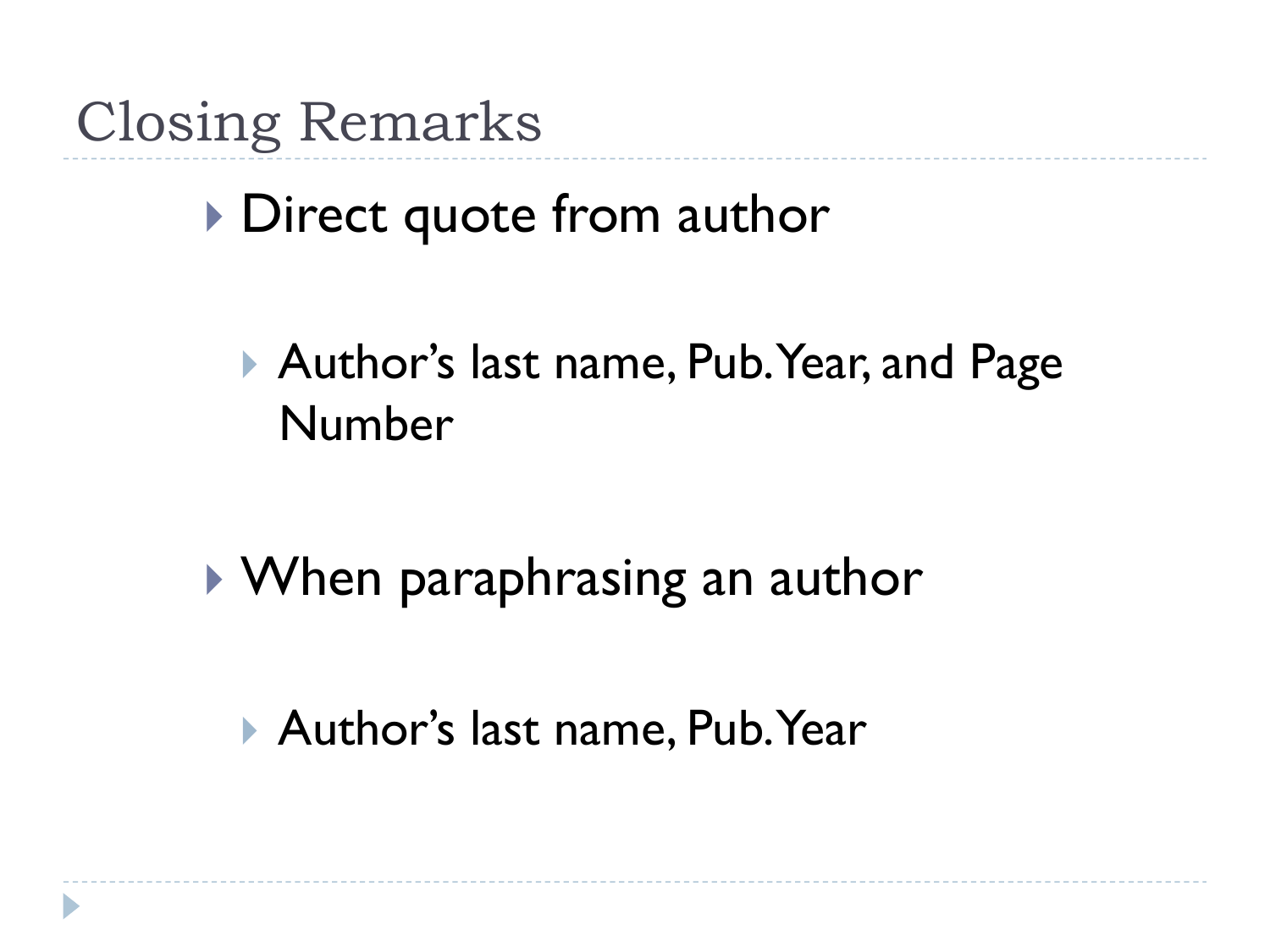# Closing Remarks

- Direct quote from author
  - Author's last name, Pub. Year, and Page Number
- When paraphrasing an author
  - Author's last name, Pub. Year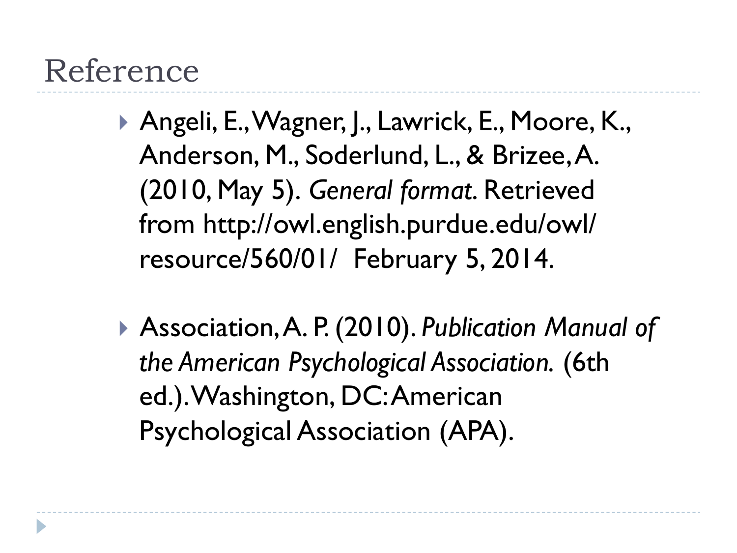# Reference

- Angeli, E., Wagner, J., Lawrick, E., Moore, K., Anderson, M., Soderlund, L., & Brizee, A. (2010, May 5). *General format.* Retrieved from http://owl.english.purdue.edu/owl/resource/560/01/ February 5, 2014.

- Association, A. P. (2010). *Publication Manual of the American Psychological Association.* (6th ed.). Washington, DC: American Psychological Association (APA).